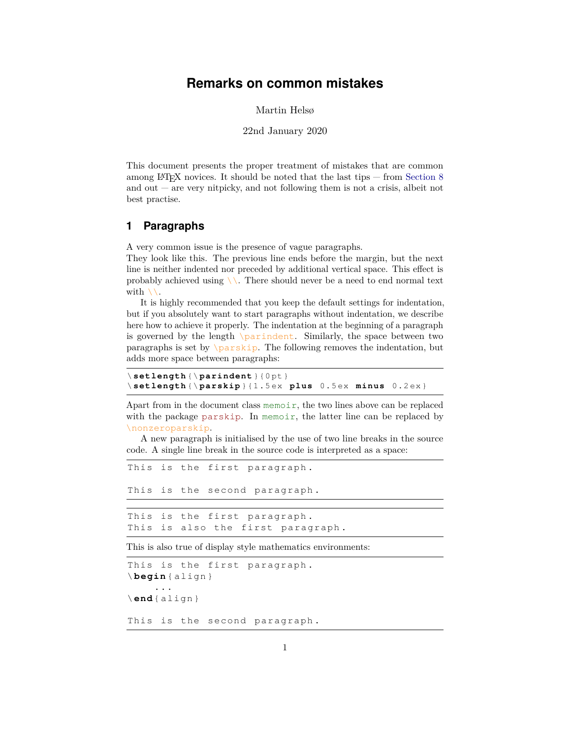# Remarks on common mistakes

Martin Helsø

22nd January 2020

This document presents the proper treatment of mistakes that are common among LaTeX novices. It should be noted that the last tips — from Section 8 and out — are very nitpicky, and not following them is not a crisis, albeit not best practise.

## 1 Paragraphs

A very common issue is the presence of vague paragraphs.
They look like this. The previous line ends before the margin, but the next line is neither indented nor preceded by additional vertical space. This effect is probably achieved using `\\`. There should never be a need to end normal text with `\\`.

It is highly recommended that you keep the default settings for indentation, but if you absolutely want to start paragraphs without indentation, we describe here how to achieve it properly. The indentation at the beginning of a paragraph is governed by the length `\parindent`. Similarly, the space between two paragraphs is set by `\parskip`. The following removes the indentation, but adds more space between paragraphs:

```
\setlength{\parindent}{0pt}
\setlength{\parskip}{1.5ex plus 0.5ex minus 0.2ex}
```

Apart from in the document class `memoir`, the two lines above can be replaced with the package `parskip`. In `memoir`, the latter line can be replaced by `\nonzeroparskip`.

A new paragraph is initialised by the use of two line breaks in the source code. A single line break in the source code is interpreted as a space:

```
This is the first paragraph.

This is the second paragraph.
```

```
This is the first paragraph.
This is also the first paragraph.
```

This is also true of display style mathematics environments:

```
This is the first paragraph.
\begin{align}
    ...
\end{align}

This is the second paragraph.
```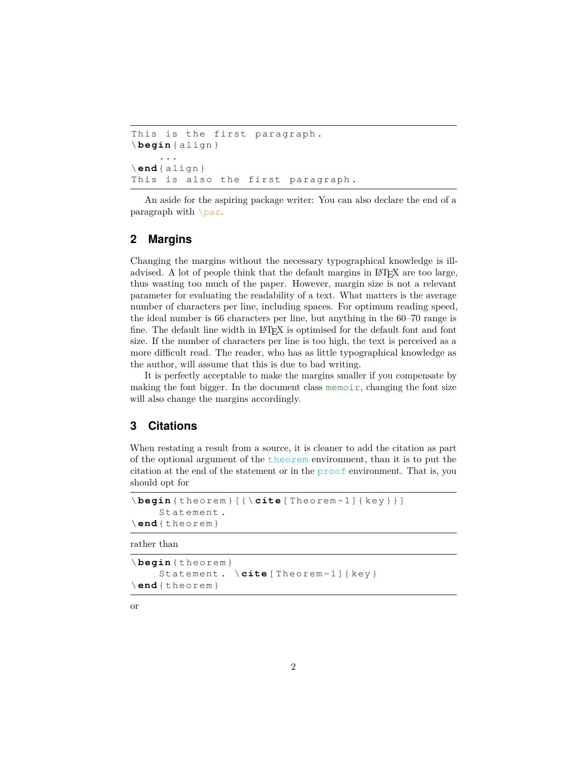```
This is the first paragraph.
\begin{align}
    ...
\end{align}
This is also the first paragraph.
```

An aside for the aspiring package writer: You can also declare the end of a paragraph with `\par`.

## 2 Margins

Changing the margins without the necessary typographical knowledge is ill-advised. A lot of people think that the default margins in LaTeX are too large, thus wasting too much of the paper. However, margin size is not a relevant parameter for evaluating the readability of a text. What matters is the average number of characters per line, including spaces. For optimum reading speed, the ideal number is 66 characters per line, but anything in the 60–70 range is fine. The default line width in LaTeX is optimised for the default font and font size. If the number of characters per line is too high, the text is perceived as a more difficult read. The reader, who has as little typographical knowledge as the author, will assume that this is due to bad writing.

It is perfectly acceptable to make the margins smaller if you compensate by making the font bigger. In the document class `memoir`, changing the font size will also change the margins accordingly.

## 3 Citations

When restating a result from a source, it is cleaner to add the citation as part of the optional argument of the `theorem` environment, than it is to put the citation at the end of the statement or in the `proof` environment. That is, you should opt for

```
\begin{theorem}[{\cite[Theorem~1]{key}}]
    Statement.
\end{theorem}
```

rather than

```
\begin{theorem}
    Statement. \cite[Theorem~1]{key}
\end{theorem}
```

or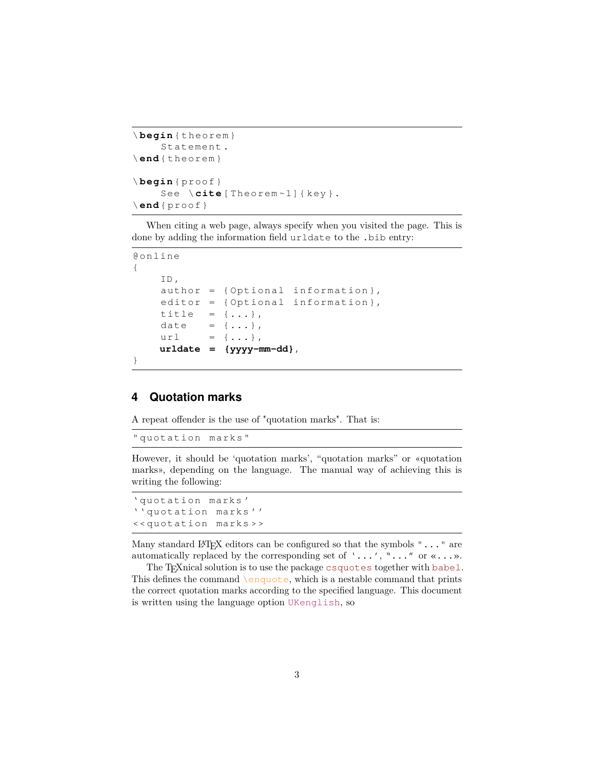```
\begin{theorem}
    Statement.
\end{theorem}

\begin{proof}
    See \cite[Theorem~1]{key}.
\end{proof}
```

When citing a web page, always specify when you visited the page. This is done by adding the information field `urldate` to the `.bib` entry:

```
@online
{
    ID,
    author = {Optional information},
    editor = {Optional information},
    title  = {...},
    date   = {...},
    url    = {...},
    urldate = {yyyy-mm-dd},
}
```

## 4 Quotation marks

A repeat offender is the use of "quotation marks". That is:

```
"quotation marks"
```

However, it should be ‘quotation marks’, “quotation marks” or «quotation marks», depending on the language. The manual way of achieving this is writing the following:

```
`quotation marks'
``quotation marks''
<<quotation marks>>
```

Many standard LaTeX editors can be configured so that the symbols `"..."` are automatically replaced by the corresponding set of `‘...’`, `“...”` or «...».

The TeXnical solution is to use the package `csquotes` together with `babel`. This defines the command `\enquote`, which is a nestable command that prints the correct quotation marks according to the specified language. This document is written using the language option `UKenglish`, so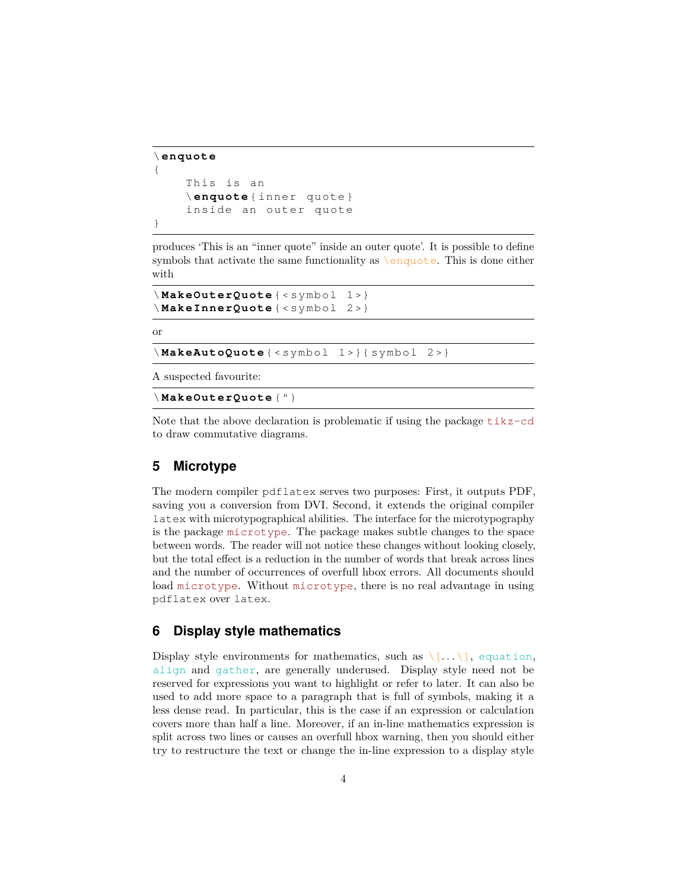```
\enquote
{
    This is an
    \enquote{inner quote}
    inside an outer quote
}
```

produces ‘This is an “inner quote” inside an outer quote’. It is possible to define symbols that activate the same functionality as `\enquote`. This is done either with

```
\MakeOuterQuote{<symbol 1>}
\MakeInnerQuote{<symbol 2>}
```

or

```
\MakeAutoQuote{<symbol 1>}{symbol 2>}
```

A suspected favourite:

```
\MakeOuterQuote{"}
```

Note that the above declaration is problematic if using the package `tikz-cd` to draw commutative diagrams.

## 5 Microtype

The modern compiler `pdflatex` serves two purposes: First, it outputs PDF, saving you a conversion from DVI. Second, it extends the original compiler `latex` with microtypographical abilities. The interface for the microtypography is the package `microtype`. The package makes subtle changes to the space between words. The reader will not notice these changes without looking closely, but the total effect is a reduction in the number of words that break across lines and the number of occurrences of overfull hbox errors. All documents should load `microtype`. Without `microtype`, there is no real advantage in using `pdflatex` over `latex`.

## 6 Display style mathematics

Display style environments for mathematics, such as `\[...\]`, `equation`, `align` and `gather`, are generally underused. Display style need not be reserved for expressions you want to highlight or refer to later. It can also be used to add more space to a paragraph that is full of symbols, making it a less dense read. In particular, this is the case if an expression or calculation covers more than half a line. Moreover, if an in-line mathematics expression is split across two lines or causes an overfull hbox warning, then you should either try to restructure the text or change the in-line expression to a display style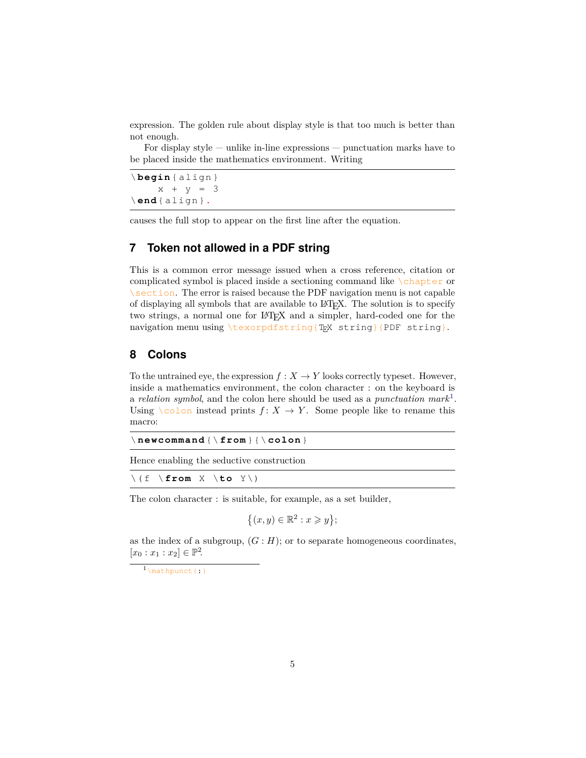expression. The golden rule about display style is that too much is better than not enough.

For display style — unlike in-line expressions — punctuation marks have to be placed inside the mathematics environment. Writing

```
\begin{align}
    x + y = 3
\end{align}.
```

causes the full stop to appear on the first line after the equation.

## 7 Token not allowed in a PDF string

This is a common error message issued when a cross reference, citation or complicated symbol is placed inside a sectioning command like `\chapter` or `\section`. The error is raised because the PDF navigation menu is not capable of displaying all symbols that are available to LaTeX. The solution is to specify two strings, a normal one for LaTeX and a simpler, hard-coded one for the navigation menu using `\texorpdfstring{TeX string}{PDF string}`.

## 8 Colons

To the untrained eye, the expression $f : X \to Y$ looks correctly typeset. However, inside a mathematics environment, the colon character : on the keyboard is a *relation symbol*, and the colon here should be used as a *punctuation mark*[1]. Using `\colon` instead prints $f\colon X \to Y$. Some people like to rename this macro:

```
\newcommand{\from}{\colon}
```

Hence enabling the seductive construction

```
\(f \from X \to Y\)
```

The colon character : is suitable, for example, as a set builder,

$$\bigl\{(x, y) \in \mathbb{R}^2 : x \geqslant y\bigr\};$$

as the index of a subgroup, $(G : H)$; or to separate homogeneous coordinates, $[x_0 : x_1 : x_2] \in \mathbb{P}^2$.

[1] `\mathpunct{:}`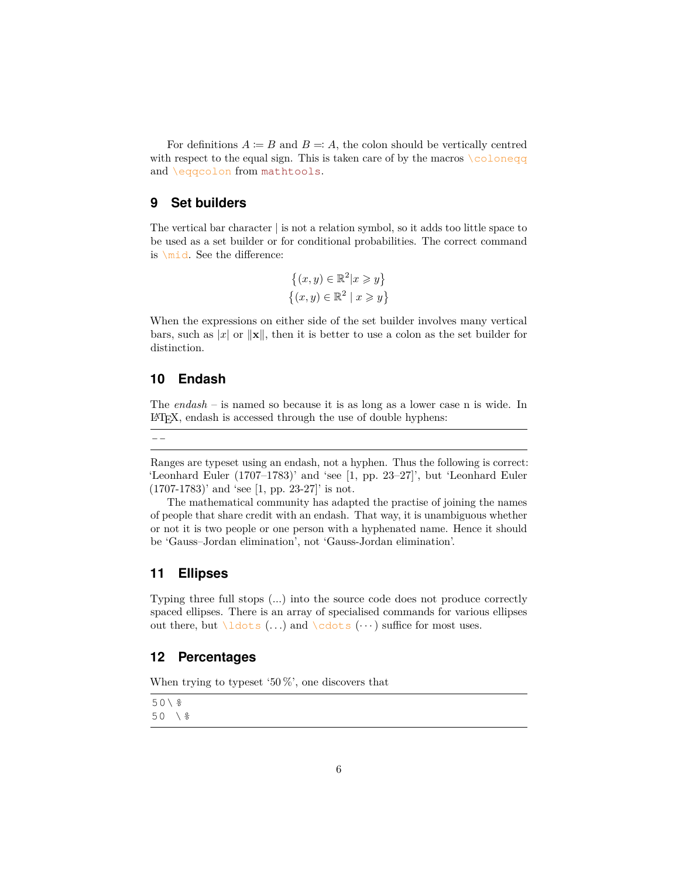For definitions $A \coloneqq B$ and $B \eqqcolon A$, the colon should be vertically centred with respect to the equal sign. This is taken care of by the macros `\coloneqq` and `\eqqcolon` from `mathtools`.

## 9 Set builders

The vertical bar character | is not a relation symbol, so it adds too little space to be used as a set builder or for conditional probabilities. The correct command is `\mid`. See the difference:

$$\{(x, y) \in \mathbb{R}^2 | x \geqslant y\}$$
$$\{(x, y) \in \mathbb{R}^2 \mid x \geqslant y\}$$

When the expressions on either side of the set builder involves many vertical bars, such as $|x|$ or $\|\mathbf{x}\|$, then it is better to use a colon as the set builder for distinction.

## 10 Endash

The *endash* – is named so because it is as long as a lower case n is wide. In LaTeX, endash is accessed through the use of double hyphens:

```
--
```

Ranges are typeset using an endash, not a hyphen. Thus the following is correct: 'Leonhard Euler (1707–1783)' and 'see [1, pp. 23–27]', but 'Leonhard Euler (1707-1783)' and 'see [1, pp. 23-27]' is not.

The mathematical community has adapted the practise of joining the names of people that share credit with an endash. That way, it is unambiguous whether or not it is two people or one person with a hyphenated name. Hence it should be 'Gauss–Jordan elimination', not 'Gauss-Jordan elimination'.

## 11 Ellipses

Typing three full stops (...) into the source code does not produce correctly spaced ellipses. There is an array of specialised commands for various ellipses out there, but `\ldots` ($\ldots$) and `\cdots` ($\cdots$) suffice for most uses.

## 12 Percentages

When trying to typeset '50 %', one discovers that

```
50\%
50 \%
```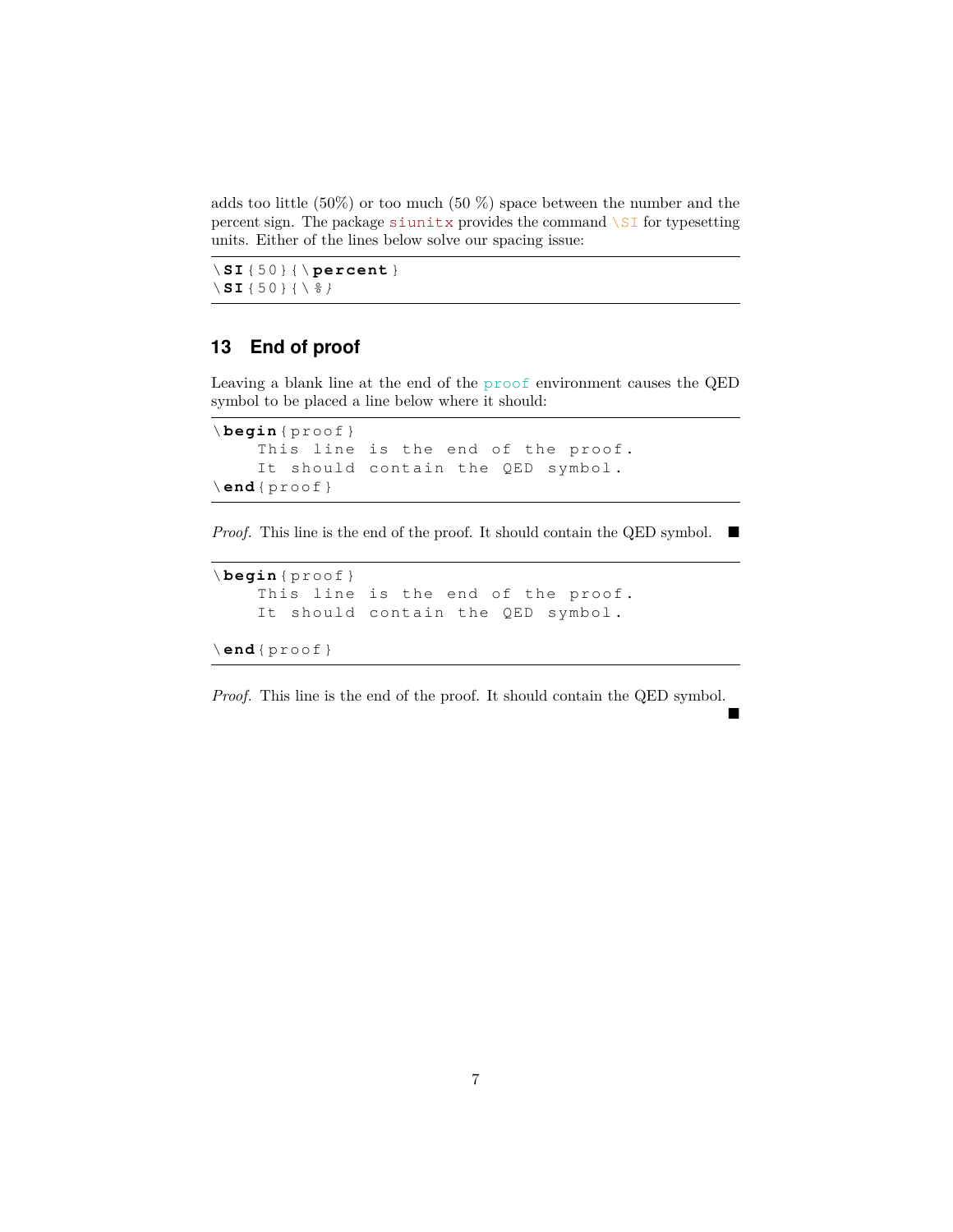adds too little (50%) or too much (50 %) space between the number and the percent sign. The package siunitx provides the command \SI for typesetting units. Either of the lines below solve our spacing issue:

```
\SI{50}{\percent}
\SI{50}{\%}
```

## 13 End of proof

Leaving a blank line at the end of the proof environment causes the QED symbol to be placed a line below where it should:

```
\begin{proof}
    This line is the end of the proof.
    It should contain the QED symbol.
\end{proof}
```

*Proof.* This line is the end of the proof. It should contain the QED symbol. ■

```
\begin{proof}
    This line is the end of the proof.
    It should contain the QED symbol.

\end{proof}
```

*Proof.* This line is the end of the proof. It should contain the QED symbol.

■